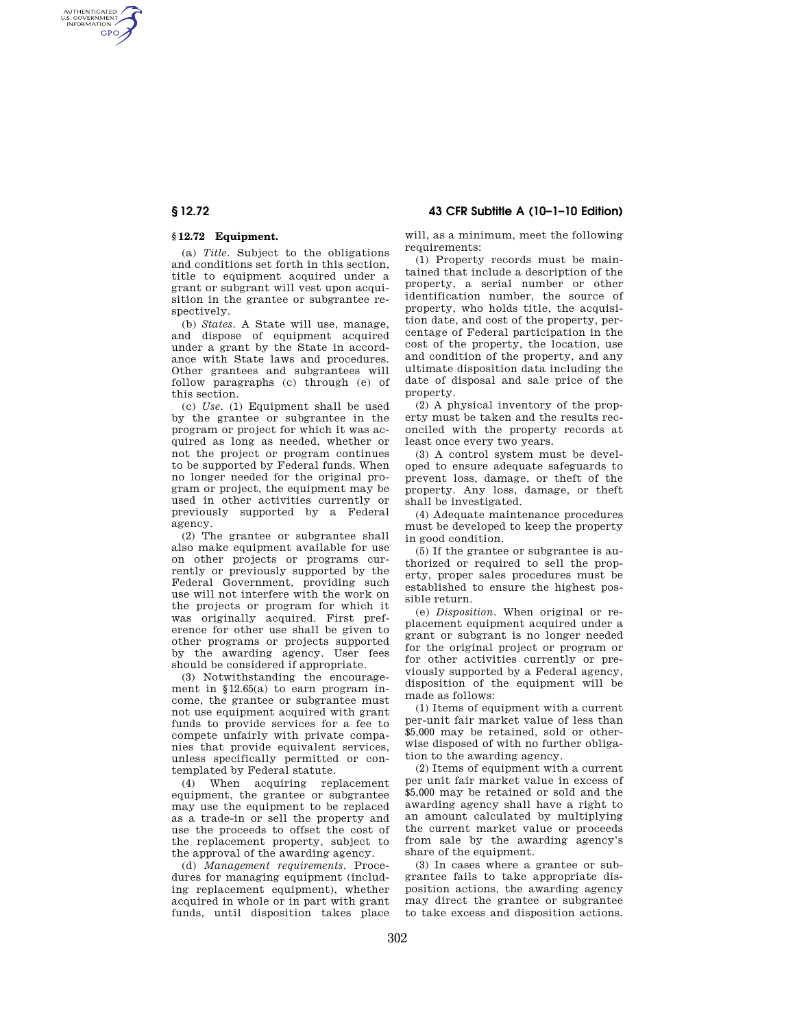### § 12.72 Equipment.

(a) *Title.* Subject to the obligations and conditions set forth in this section, title to equipment acquired under a grant or subgrant will vest upon acquisition in the grantee or subgrantee respectively.

(b) *States.* A State will use, manage, and dispose of equipment acquired under a grant by the State in accordance with State laws and procedures. Other grantees and subgrantees will follow paragraphs (c) through (e) of this section.

(c) *Use.* (1) Equipment shall be used by the grantee or subgrantee in the program or project for which it was acquired as long as needed, whether or not the project or program continues to be supported by Federal funds. When no longer needed for the original program or project, the equipment may be used in other activities currently or previously supported by a Federal agency.

(2) The grantee or subgrantee shall also make equipment available for use on other projects or programs currently or previously supported by the Federal Government, providing such use will not interfere with the work on the projects or program for which it was originally acquired. First preference for other use shall be given to other programs or projects supported by the awarding agency. User fees should be considered if appropriate.

(3) Notwithstanding the encouragement in §12.65(a) to earn program income, the grantee or subgrantee must not use equipment acquired with grant funds to provide services for a fee to compete unfairly with private companies that provide equivalent services, unless specifically permitted or contemplated by Federal statute.

(4) When acquiring replacement equipment, the grantee or subgrantee may use the equipment to be replaced as a trade-in or sell the property and use the proceeds to offset the cost of the replacement property, subject to the approval of the awarding agency.

(d) *Management requirements.* Procedures for managing equipment (including replacement equipment), whether acquired in whole or in part with grant funds, until disposition takes place will, as a minimum, meet the following requirements:

(1) Property records must be maintained that include a description of the property, a serial number or other identification number, the source of property, who holds title, the acquisition date, and cost of the property, percentage of Federal participation in the cost of the property, the location, use and condition of the property, and any ultimate disposition data including the date of disposal and sale price of the property.

(2) A physical inventory of the property must be taken and the results reconciled with the property records at least once every two years.

(3) A control system must be developed to ensure adequate safeguards to prevent loss, damage, or theft of the property. Any loss, damage, or theft shall be investigated.

(4) Adequate maintenance procedures must be developed to keep the property in good condition.

(5) If the grantee or subgrantee is authorized or required to sell the property, proper sales procedures must be established to ensure the highest possible return.

(e) *Disposition.* When original or replacement equipment acquired under a grant or subgrant is no longer needed for the original project or program or for other activities currently or previously supported by a Federal agency, disposition of the equipment will be made as follows:

(1) Items of equipment with a current per-unit fair market value of less than $5,000 may be retained, sold or otherwise disposed of with no further obligation to the awarding agency.

(2) Items of equipment with a current per unit fair market value in excess of $5,000 may be retained or sold and the awarding agency shall have a right to an amount calculated by multiplying the current market value or proceeds from sale by the awarding agency's share of the equipment.

(3) In cases where a grantee or subgrantee fails to take appropriate disposition actions, the awarding agency may direct the grantee or subgrantee to take excess and disposition actions.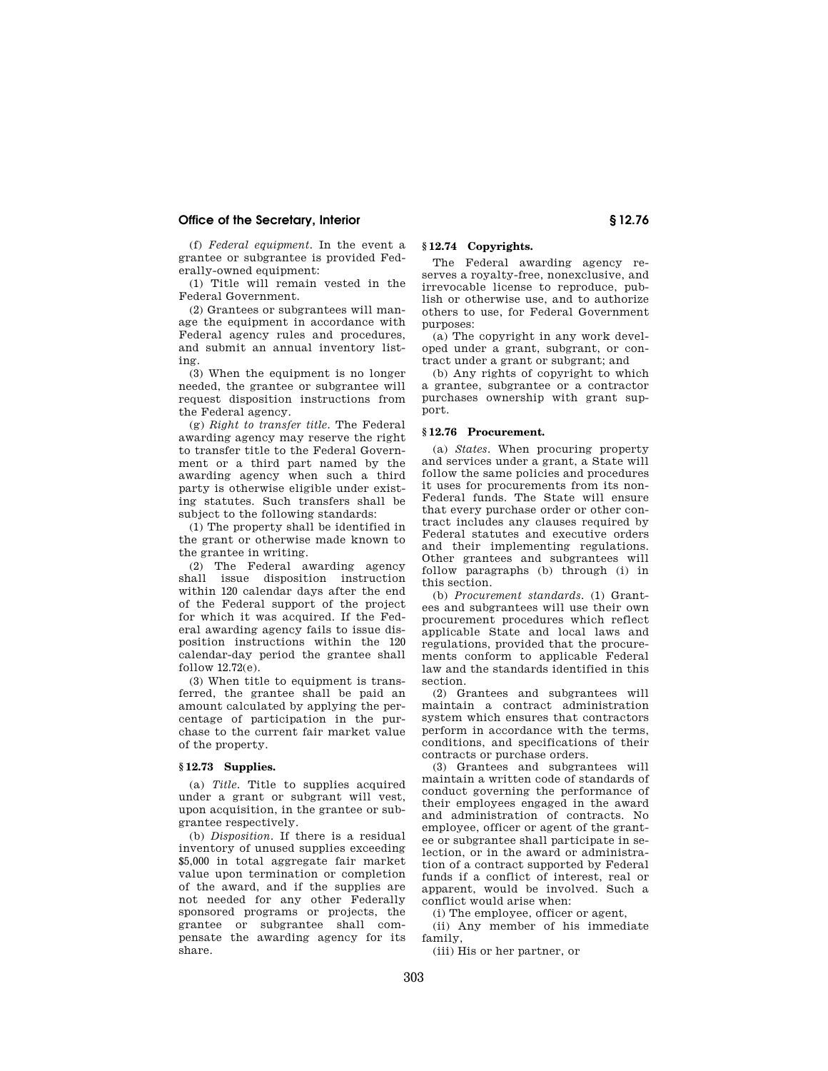(f) *Federal equipment.* In the event a grantee or subgrantee is provided Federally-owned equipment:

(1) Title will remain vested in the Federal Government.

(2) Grantees or subgrantees will manage the equipment in accordance with Federal agency rules and procedures, and submit an annual inventory listing.

(3) When the equipment is no longer needed, the grantee or subgrantee will request disposition instructions from the Federal agency.

(g) *Right to transfer title.* The Federal awarding agency may reserve the right to transfer title to the Federal Government or a third part named by the awarding agency when such a third party is otherwise eligible under existing statutes. Such transfers shall be subject to the following standards:

(1) The property shall be identified in the grant or otherwise made known to the grantee in writing.

(2) The Federal awarding agency shall issue disposition instruction within 120 calendar days after the end of the Federal support of the project for which it was acquired. If the Federal awarding agency fails to issue disposition instructions within the 120 calendar-day period the grantee shall follow 12.72(e).

(3) When title to equipment is transferred, the grantee shall be paid an amount calculated by applying the percentage of participation in the purchase to the current fair market value of the property.

## § 12.73 Supplies.

(a) *Title.* Title to supplies acquired under a grant or subgrant will vest, upon acquisition, in the grantee or subgrantee respectively.

(b) *Disposition.* If there is a residual inventory of unused supplies exceeding $5,000 in total aggregate fair market value upon termination or completion of the award, and if the supplies are not needed for any other Federally sponsored programs or projects, the grantee or subgrantee shall compensate the awarding agency for its share.

## § 12.74 Copyrights.

The Federal awarding agency reserves a royalty-free, nonexclusive, and irrevocable license to reproduce, publish or otherwise use, and to authorize others to use, for Federal Government purposes:

(a) The copyright in any work developed under a grant, subgrant, or contract under a grant or subgrant; and

(b) Any rights of copyright to which a grantee, subgrantee or a contractor purchases ownership with grant support.

## § 12.76 Procurement.

(a) *States.* When procuring property and services under a grant, a State will follow the same policies and procedures it uses for procurements from its non-Federal funds. The State will ensure that every purchase order or other contract includes any clauses required by Federal statutes and executive orders and their implementing regulations. Other grantees and subgrantees will follow paragraphs (b) through (i) in this section.

(b) *Procurement standards.* (1) Grantees and subgrantees will use their own procurement procedures which reflect applicable State and local laws and regulations, provided that the procurements conform to applicable Federal law and the standards identified in this section.

(2) Grantees and subgrantees will maintain a contract administration system which ensures that contractors perform in accordance with the terms, conditions, and specifications of their contracts or purchase orders.

(3) Grantees and subgrantees will maintain a written code of standards of conduct governing the performance of their employees engaged in the award and administration of contracts. No employee, officer or agent of the grantee or subgrantee shall participate in selection, or in the award or administration of a contract supported by Federal funds if a conflict of interest, real or apparent, would be involved. Such a conflict would arise when:

(i) The employee, officer or agent,

(ii) Any member of his immediate family,

(iii) His or her partner, or